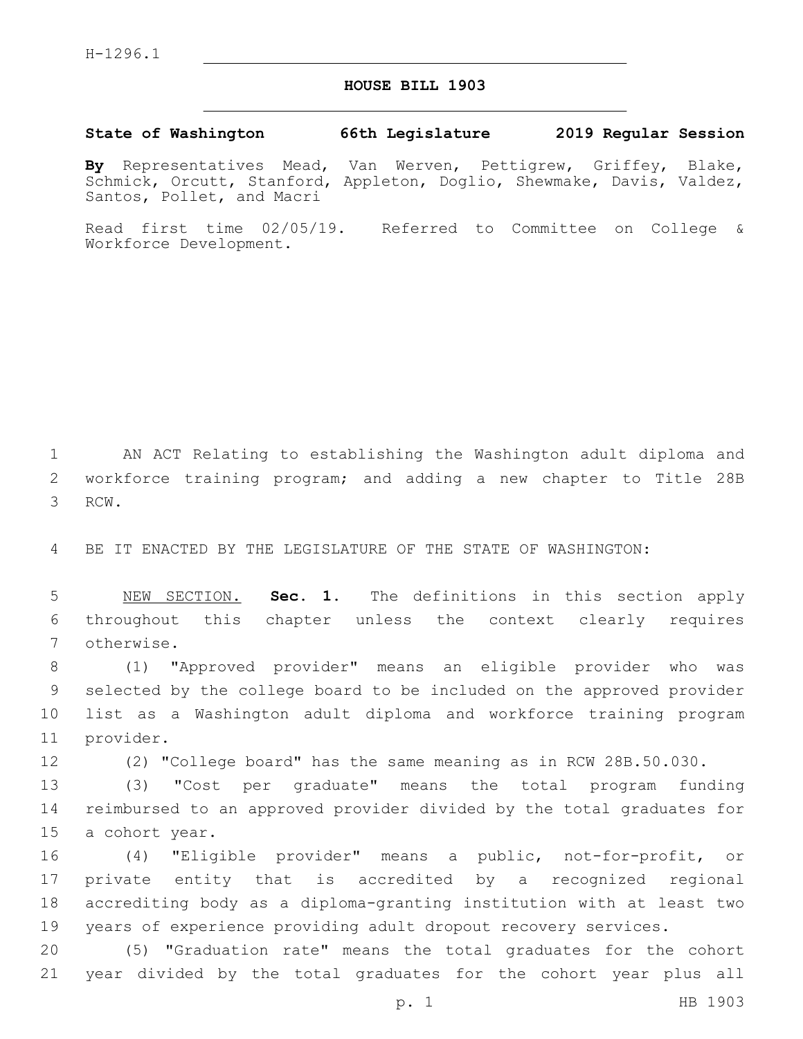H-1296.1

# HOUSE BILL 1903

**State of Washington 66th Legislature 2019 Regular Session**

**By** Representatives Mead, Van Werven, Pettigrew, Griffey, Blake, Schmick, Orcutt, Stanford, Appleton, Doglio, Shewmake, Davis, Valdez, Santos, Pollet, and Macri

Read first time 02/05/19. Referred to Committee on College & Workforce Development.

AN ACT Relating to establishing the Washington adult diploma and workforce training program; and adding a new chapter to Title 28B RCW.

BE IT ENACTED BY THE LEGISLATURE OF THE STATE OF WASHINGTON:

NEW SECTION. **Sec. 1.** The definitions in this section apply throughout this chapter unless the context clearly requires otherwise.

(1) "Approved provider" means an eligible provider who was selected by the college board to be included on the approved provider list as a Washington adult diploma and workforce training program provider.

(2) "College board" has the same meaning as in RCW 28B.50.030.

(3) "Cost per graduate" means the total program funding reimbursed to an approved provider divided by the total graduates for a cohort year.

(4) "Eligible provider" means a public, not-for-profit, or private entity that is accredited by a recognized regional accrediting body as a diploma-granting institution with at least two years of experience providing adult dropout recovery services.

(5) "Graduation rate" means the total graduates for the cohort year divided by the total graduates for the cohort year plus all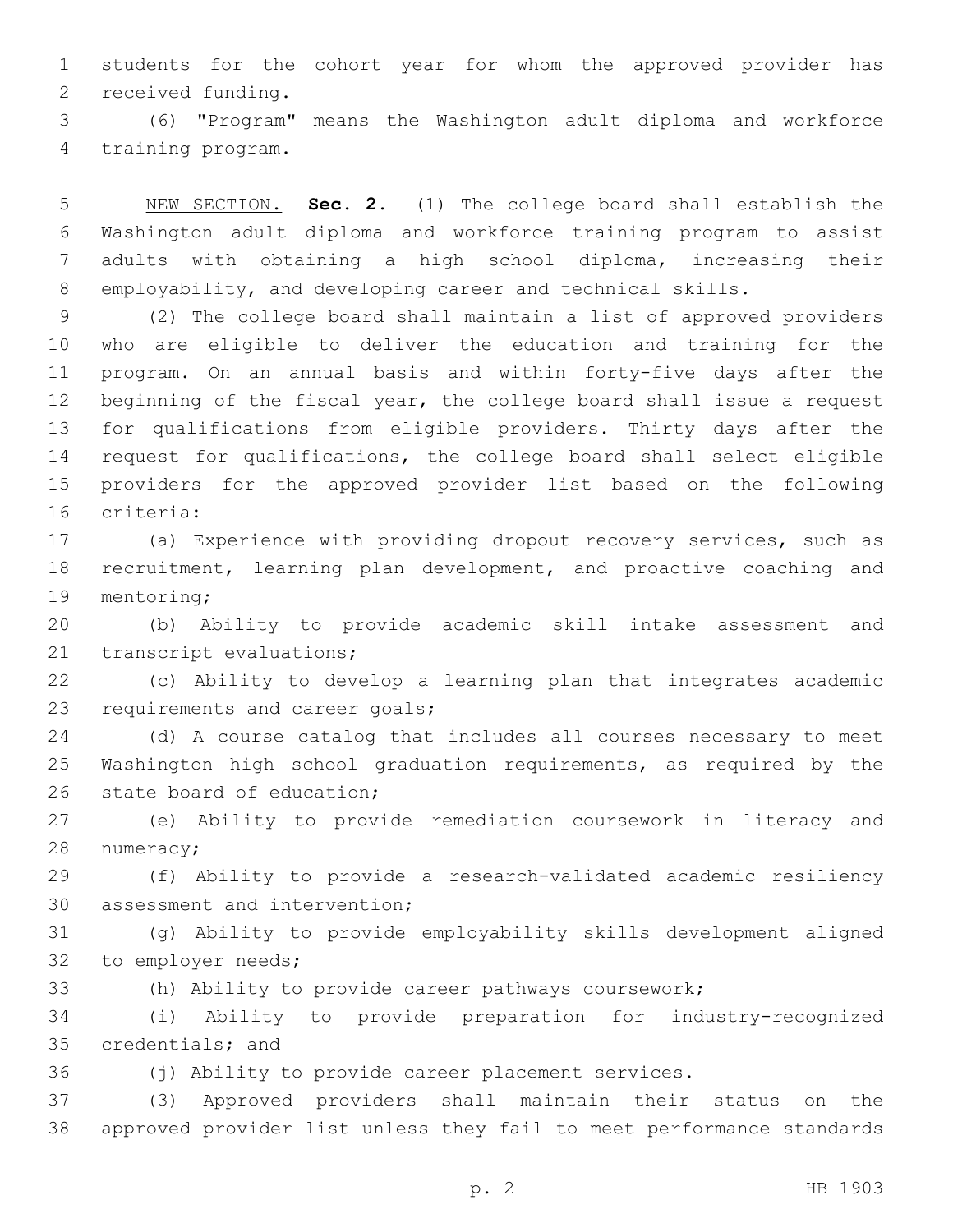students for the cohort year for whom the approved provider has received funding.

(6) "Program" means the Washington adult diploma and workforce training program.

NEW SECTION. **Sec. 2.** (1) The college board shall establish the Washington adult diploma and workforce training program to assist adults with obtaining a high school diploma, increasing their employability, and developing career and technical skills.

(2) The college board shall maintain a list of approved providers who are eligible to deliver the education and training for the program. On an annual basis and within forty-five days after the beginning of the fiscal year, the college board shall issue a request for qualifications from eligible providers. Thirty days after the request for qualifications, the college board shall select eligible providers for the approved provider list based on the following criteria:

(a) Experience with providing dropout recovery services, such as recruitment, learning plan development, and proactive coaching and mentoring;

(b) Ability to provide academic skill intake assessment and transcript evaluations;

(c) Ability to develop a learning plan that integrates academic requirements and career goals;

(d) A course catalog that includes all courses necessary to meet Washington high school graduation requirements, as required by the state board of education;

(e) Ability to provide remediation coursework in literacy and numeracy;

(f) Ability to provide a research-validated academic resiliency assessment and intervention;

(g) Ability to provide employability skills development aligned to employer needs;

(h) Ability to provide career pathways coursework;

(i) Ability to provide preparation for industry-recognized credentials; and

(j) Ability to provide career placement services.

(3) Approved providers shall maintain their status on the approved provider list unless they fail to meet performance standards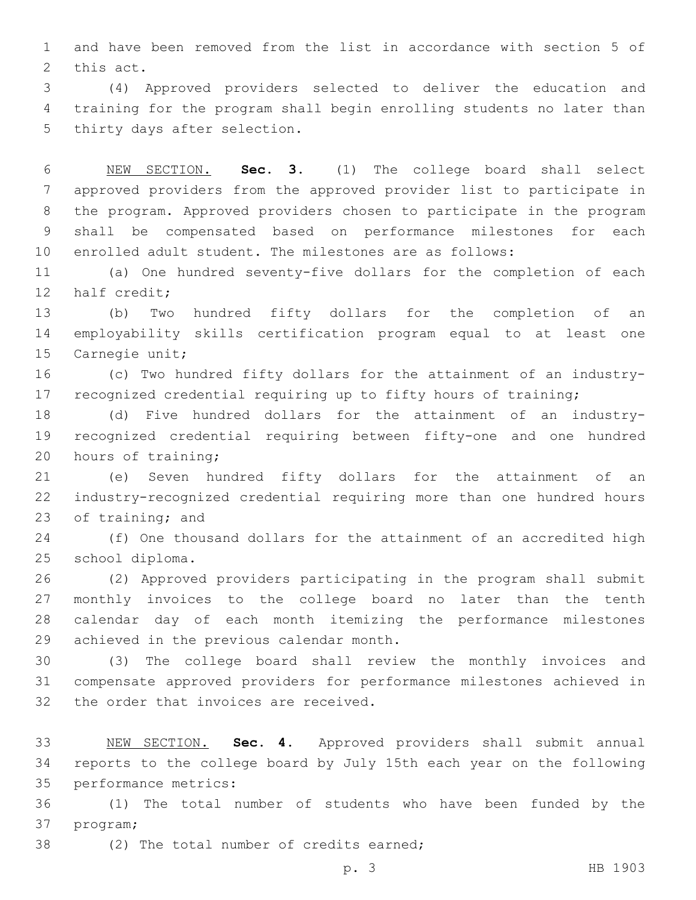and have been removed from the list in accordance with section 5 of this act.

(4) Approved providers selected to deliver the education and training for the program shall begin enrolling students no later than thirty days after selection.

NEW SECTION. **Sec. 3.** (1) The college board shall select approved providers from the approved provider list to participate in the program. Approved providers chosen to participate in the program shall be compensated based on performance milestones for each enrolled adult student. The milestones are as follows:

(a) One hundred seventy-five dollars for the completion of each half credit;

(b) Two hundred fifty dollars for the completion of an employability skills certification program equal to at least one Carnegie unit;

(c) Two hundred fifty dollars for the attainment of an industry-recognized credential requiring up to fifty hours of training;

(d) Five hundred dollars for the attainment of an industry-recognized credential requiring between fifty-one and one hundred hours of training;

(e) Seven hundred fifty dollars for the attainment of an industry-recognized credential requiring more than one hundred hours of training; and

(f) One thousand dollars for the attainment of an accredited high school diploma.

(2) Approved providers participating in the program shall submit monthly invoices to the college board no later than the tenth calendar day of each month itemizing the performance milestones achieved in the previous calendar month.

(3) The college board shall review the monthly invoices and compensate approved providers for performance milestones achieved in the order that invoices are received.

NEW SECTION. **Sec. 4.** Approved providers shall submit annual reports to the college board by July 15th each year on the following performance metrics:

(1) The total number of students who have been funded by the program;

(2) The total number of credits earned;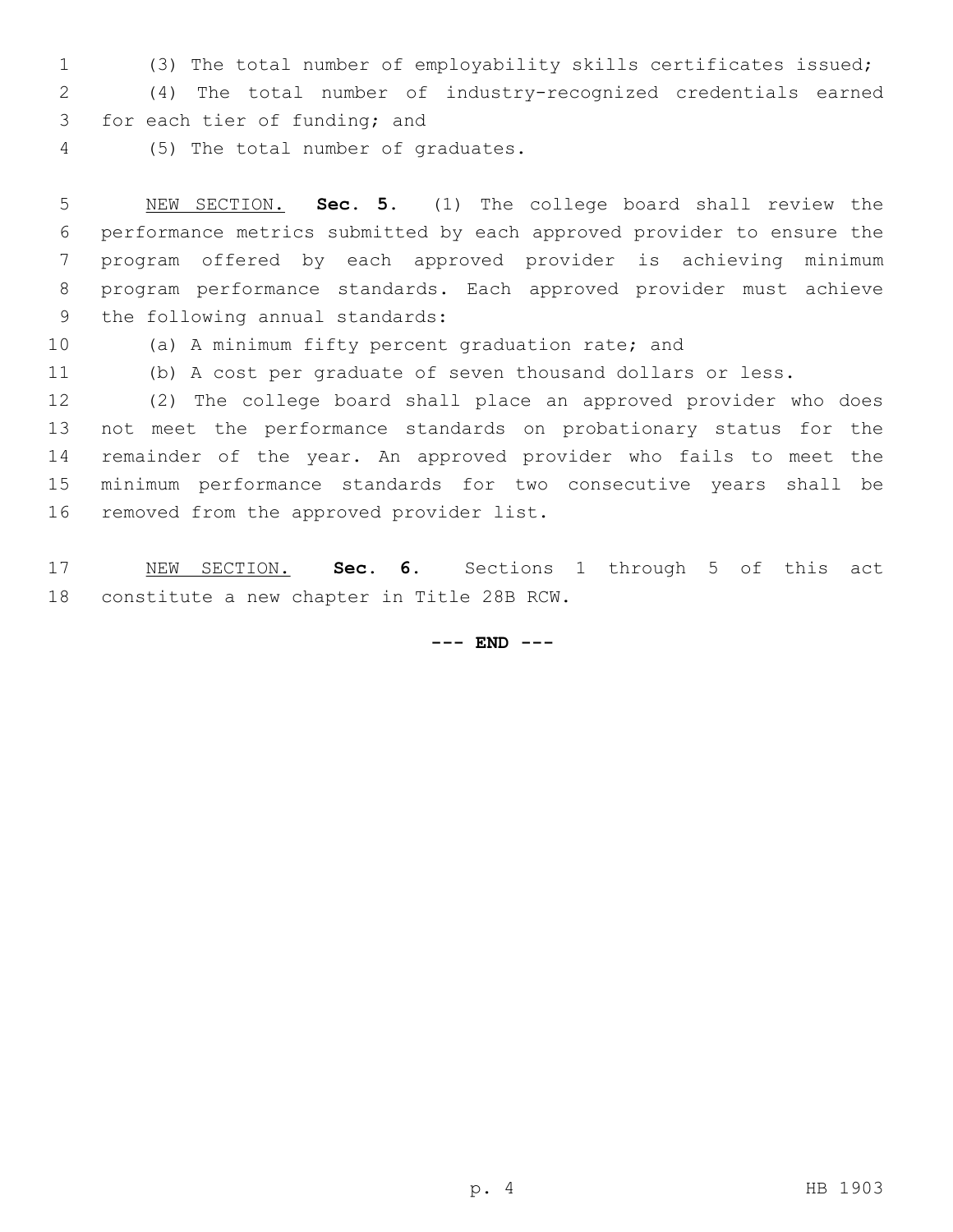(3) The total number of employability skills certificates issued;

(4) The total number of industry-recognized credentials earned for each tier of funding; and

(5) The total number of graduates.

NEW SECTION. **Sec. 5.** (1) The college board shall review the performance metrics submitted by each approved provider to ensure the program offered by each approved provider is achieving minimum program performance standards. Each approved provider must achieve the following annual standards:

(a) A minimum fifty percent graduation rate; and

(b) A cost per graduate of seven thousand dollars or less.

(2) The college board shall place an approved provider who does not meet the performance standards on probationary status for the remainder of the year. An approved provider who fails to meet the minimum performance standards for two consecutive years shall be removed from the approved provider list.

NEW SECTION. **Sec. 6.** Sections 1 through 5 of this act constitute a new chapter in Title 28B RCW.

**--- END ---**